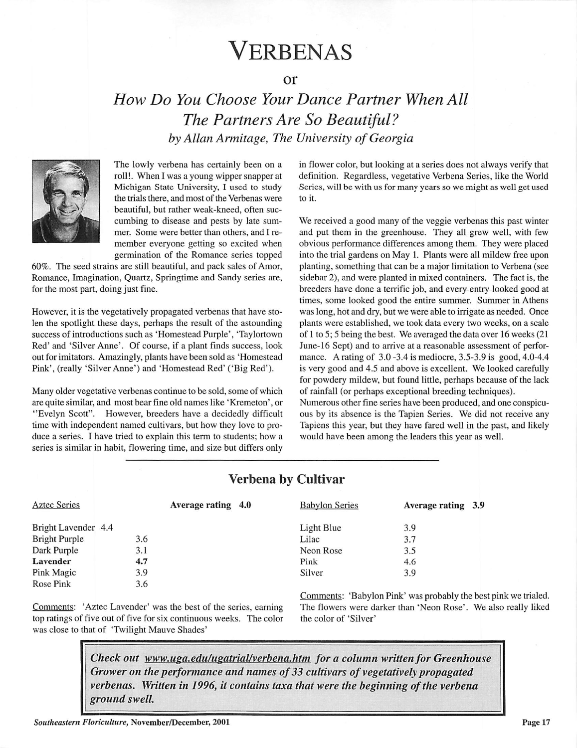# VERBENAS

or

## *How Do You Choose Your Dance Partner When All The Partners Are So Beautiful?*

*by Allan Armitage, The University of Georgia*

The lowly verbena has certainly been on a roll!. When I was a young wipper snapper at Michigan State University, I used to study the trials there, and most of the Verbenas were beautiful, but rather weak-kneed, often succumbing to disease and pests by late summer. Some were better than others, and I remember everyone getting so excited when germination of the Romance series topped 60%. The seed strains are still beautiful, and pack sales of Amor, Romance, Imagination, Quartz, Springtime and Sandy series are, for the most part, doing just fine.

However, it is the vegetatively propagated verbenas that have stolen the spotlight these days, perhaps the result of the astounding success of introductions such as 'Homestead Purple', 'Taylortown Red' and 'Silver Anne'. Of course, if a plant finds success, look out for imitators. Amazingly, plants have been sold as 'Homestead Pink', (really 'Silver Anne') and 'Homestead Red' ('Big Red').

Many older vegetative verbenas continue to be sold, some of which are quite similar, and most bear fine old names like 'Kremeton', or "Evelyn Scott". However, breeders have a decidedly difficult time with independent named cultivars, but how they love to produce a series. I have tried to explain this term to students; how a series is similar in habit, flowering time, and size but differs only in flower color, but looking at a series does not always verify that definition. Regardless, vegetative Verbena Series, like the World Series, will be with us for many years so we might as well get used to it.

We received a good many of the veggie verbenas this past winter and put them in the greenhouse. They all grew well, with few obvious performance differences among them. They were placed into the trial gardens on May 1. Plants were all mildew free upon planting, something that can be a major limitation to Verbena (see sidebar 2), and were planted in mixed containers. The fact is, the breeders have done a terrific job, and every entry looked good at times, some looked good the entire summer. Summer in Athens was long, hot and dry, but we were able to irrigate as needed. Once plants were established, we took data every two weeks, on a scale of 1 to 5; 5 being the best. We averaged the data over 16 weeks (21 June-16 Sept) and to arrive at a reasonable assessment of performance. A rating of 3.0-3.4 is mediocre, 3.5-3.9 is good, 4.0-4.4 is very good and 4.5 and above is excellent. We looked carefully for powdery mildew, but found little, perhaps because of the lack of rainfall (or perhaps exceptional breeding techniques).

Numerous other fine series have been produced, and one conspicuous by its absence is the Tapien Series. We did not receive any Tapiens this year, but they have fared well in the past, and likely would have been among the leaders this year as well.

## Verbena by Cultivar

| Aztec Series | Average rating 4.0 |
|---|---|
| Bright Lavender | 4.4 |
| Bright Purple | 3.6 |
| Dark Purple | 3.1 |
| **Lavender** | **4.7** |
| Pink Magic | 3.9 |
| Rose Pink | 3.6 |

Comments: 'Aztec Lavender' was the best of the series, earning top ratings of five out of five for six continuous weeks. The color was close to that of 'Twilight Mauve Shades'

| Babylon Series | Average rating 3.9 |
|---|---|
| Light Blue | 3.9 |
| Lilac | 3.7 |
| Neon Rose | 3.5 |
| Pink | 4.6 |
| Silver | 3.9 |

Comments: 'Babylon Pink' was probably the best pink we trialed. The flowers were darker than 'Neon Rose'. We also really liked the color of 'Silver'

***Check out www.uga.edu/ugatrial/verbena.htm for a column written for Greenhouse Grower on the performance and names of 33 cultivars of vegetatively propagated verbenas. Written in 1996, it contains taxa that were the beginning of the verbena ground swell.***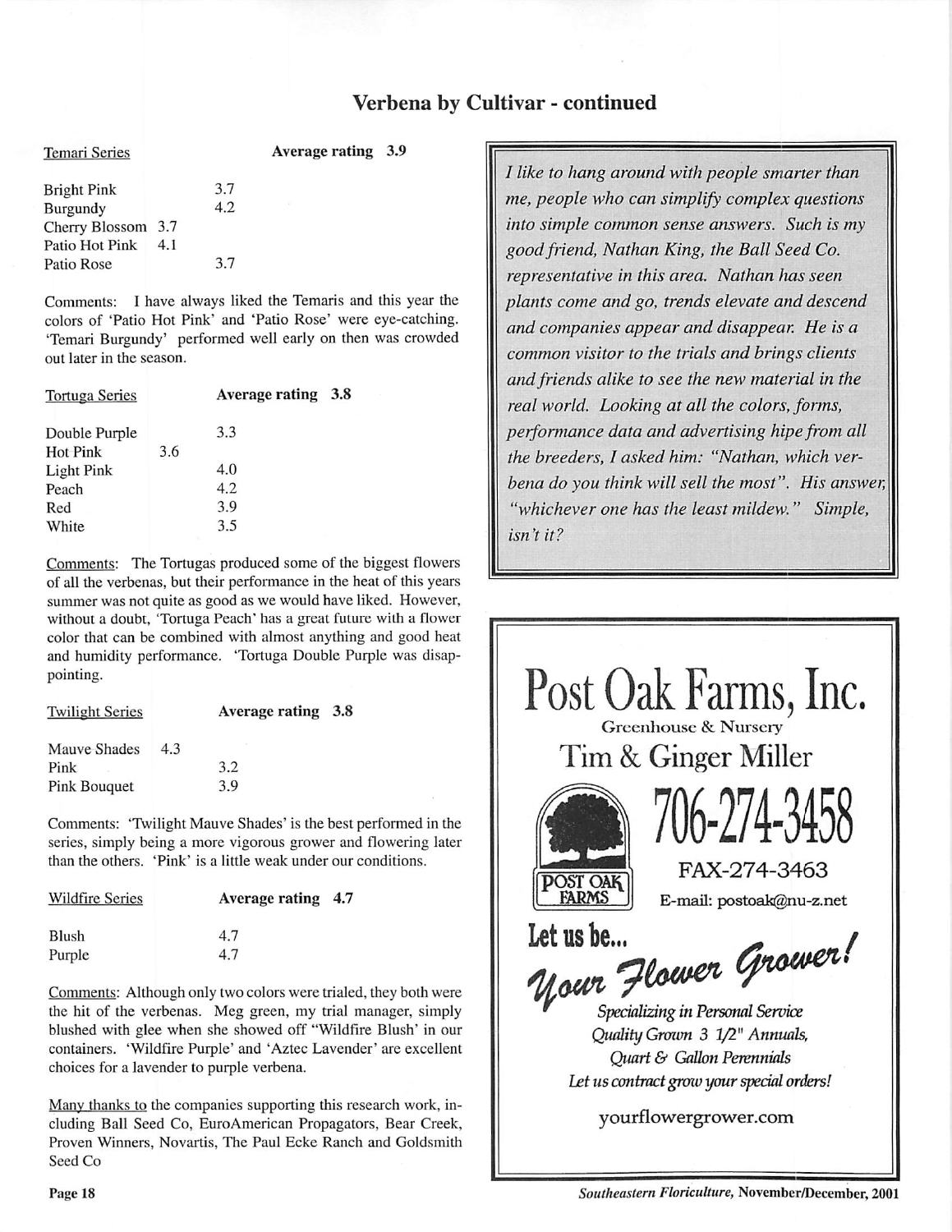## Verbena by Cultivar - continued

Temari Series — **Average rating 3.9**

| | |
|---|---|
| Bright Pink | 3.7 |
| Burgundy | 4.2 |
| Cherry Blossom | 3.7 |
| Patio Hot Pink | 4.1 |
| Patio Rose | 3.7 |

Comments: I have always liked the Temaris and this year the colors of 'Patio Hot Pink' and 'Patio Rose' were eye-catching. 'Temari Burgundy' performed well early on then was crowded out later in the season.

Tortuga Series — **Average rating 3.8**

| | |
|---|---|
| Double Purple | 3.3 |
| Hot Pink | 3.6 |
| Light Pink | 4.0 |
| Peach | 4.2 |
| Red | 3.9 |
| White | 3.5 |

Comments: The Tortugas produced some of the biggest flowers of all the verbenas, but their performance in the heat of this years summer was not quite as good as we would have liked. However, without a doubt, 'Tortuga Peach' has a great future with a flower color that can be combined with almost anything and good heat and humidity performance. 'Tortuga Double Purple was disappointing.

Twilight Series — **Average rating 3.8**

| | |
|---|---|
| Mauve Shades | 4.3 |
| Pink | 3.2 |
| Pink Bouquet | 3.9 |

Comments: 'Twilight Mauve Shades' is the best performed in the series, simply being a more vigorous grower and flowering later than the others. 'Pink' is a little weak under our conditions.

Wildfire Series — **Average rating 4.7**

| | |
|---|---|
| Blush | 4.7 |
| Purple | 4.7 |

Comments: Although only two colors were trialed, they both were the hit of the verbenas. Meg green, my trial manager, simply blushed with glee when she showed off "Wildfire Blush' in our containers. 'Wildfire Purple' and 'Aztec Lavender' are excellent choices for a lavender to purple verbena.

Many thanks to the companies supporting this research work, including Ball Seed Co, EuroAmerican Propagators, Bear Creek, Proven Winners, Novartis, The Paul Ecke Ranch and Goldsmith Seed Co

*I like to hang around with people smarter than me, people who can simplify complex questions into simple common sense answers. Such is my good friend, Nathan King, the Ball Seed Co. representative in this area. Nathan has seen plants come and go, trends elevate and descend and companies appear and disappear. He is a common visitor to the trials and brings clients and friends alike to see the new material in the real world. Looking at all the colors, forms, performance data and advertising hipe from all the breeders, I asked him: "Nathan, which verbena do you think will sell the most". His answer, "whichever one has the least mildew." Simple, isn't it?*

**Post Oak Farms, Inc.**
Greenhouse & Nursery
Tim & Ginger Miller
706-274-3458
FAX-274-3463
E-mail: postoak@nu-z.net
POST OAK FARMS

**Let us be... *Your Flower Grower!***

*Specializing in Personal Service*
*Quality Grown 3 1/2" Annuals,*
*Quart & Gallon Perennials*
*Let us contract grow your special orders!*

yourflowergrower.com